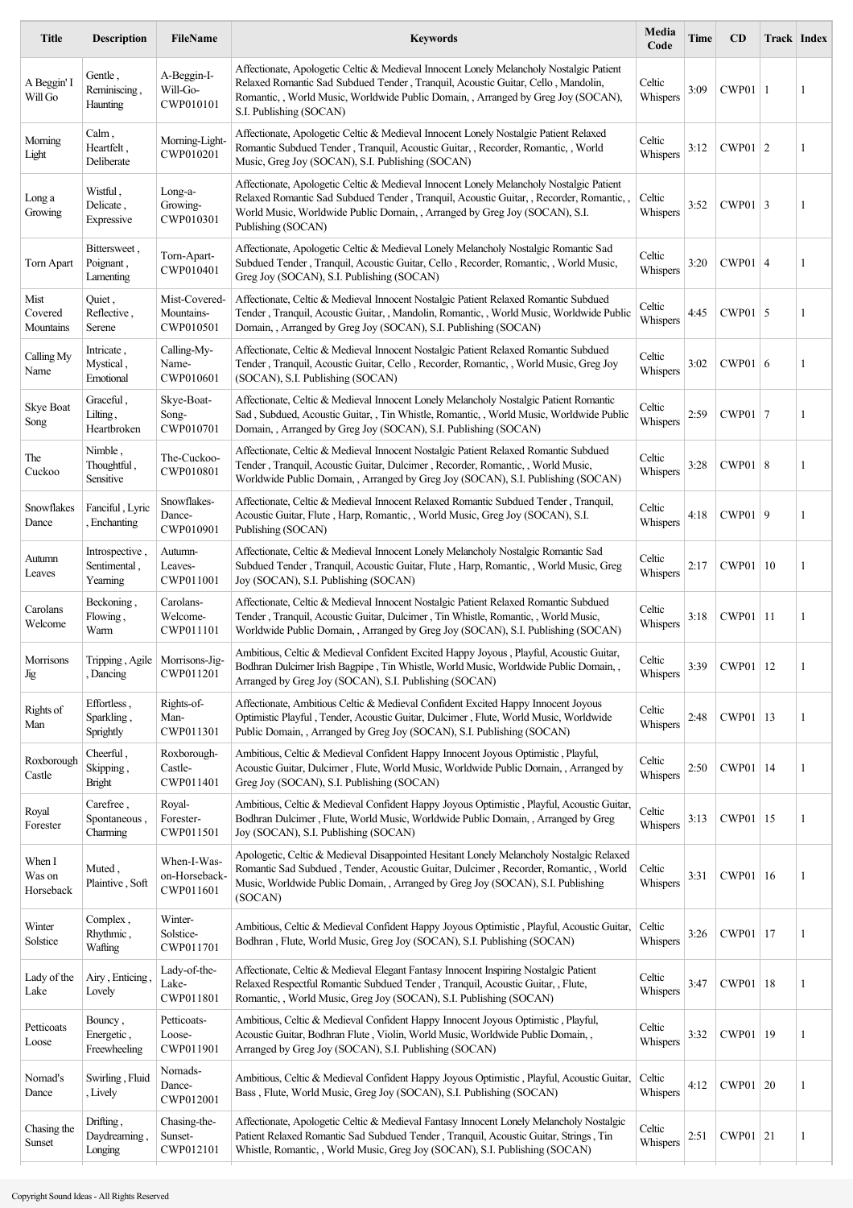| Title | Description | FileName | Keywords | Media Code | Time | CD | Track | Index |
|---|---|---|---|---|---|---|---|---|
| A Beggin' I Will Go | Gentle , Reminiscing , Haunting | A-Beggin-I-Will-Go-CWP010101 | Affectionate, Apologetic Celtic & Medieval Innocent Lonely Melancholy Nostalgic Patient Relaxed Romantic Sad Subdued Tender , Tranquil, Acoustic Guitar, Cello , Mandolin, Romantic, , World Music, Worldwide Public Domain, , Arranged by Greg Joy (SOCAN), S.I. Publishing (SOCAN) | Celtic Whispers | 3:09 | CWP01 | 1 | 1 |
| Morning Light | Calm , Heartfelt , Deliberate | Morning-Light-CWP010201 | Affectionate, Apologetic Celtic & Medieval Innocent Lonely Nostalgic Patient Relaxed Romantic Subdued Tender , Tranquil, Acoustic Guitar, , Recorder, Romantic, , World Music, Greg Joy (SOCAN), S.I. Publishing (SOCAN) | Celtic Whispers | 3:12 | CWP01 | 2 | 1 |
| Long a Growing | Wistful , Delicate , Expressive | Long-a-Growing-CWP010301 | Affectionate, Apologetic Celtic & Medieval Innocent Lonely Melancholy Nostalgic Patient Relaxed Romantic Sad Subdued Tender , Tranquil, Acoustic Guitar, , Recorder, Romantic, , World Music, Worldwide Public Domain, , Arranged by Greg Joy (SOCAN), S.I. Publishing (SOCAN) | Celtic Whispers | 3:52 | CWP01 | 3 | 1 |
| Torn Apart | Bittersweet , Poignant , Lamenting | Torn-Apart-CWP010401 | Affectionate, Apologetic Celtic & Medieval Lonely Melancholy Nostalgic Romantic Sad Subdued Tender , Tranquil, Acoustic Guitar, Cello , Recorder, Romantic, , World Music, Greg Joy (SOCAN), S.I. Publishing (SOCAN) | Celtic Whispers | 3:20 | CWP01 | 4 | 1 |
| Mist Covered Mountains | Quiet , Reflective , Serene | Mist-Covered-Mountains-CWP010501 | Affectionate, Celtic & Medieval Innocent Nostalgic Patient Relaxed Romantic Subdued Tender , Tranquil, Acoustic Guitar, , Mandolin, Romantic, , World Music, Worldwide Public Domain, , Arranged by Greg Joy (SOCAN), S.I. Publishing (SOCAN) | Celtic Whispers | 4:45 | CWP01 | 5 | 1 |
| Calling My Name | Intricate , Mystical , Emotional | Calling-My-Name-CWP010601 | Affectionate, Celtic & Medieval Innocent Nostalgic Patient Relaxed Romantic Subdued Tender , Tranquil, Acoustic Guitar, Cello , Recorder, Romantic, , World Music, Greg Joy (SOCAN), S.I. Publishing (SOCAN) | Celtic Whispers | 3:02 | CWP01 | 6 | 1 |
| Skye Boat Song | Graceful , Lilting , Heartbroken | Skye-Boat-Song-CWP010701 | Affectionate, Celtic & Medieval Innocent Lonely Melancholy Nostalgic Patient Romantic Sad , Subdued, Acoustic Guitar, , Tin Whistle, Romantic, , World Music, Worldwide Public Domain, , Arranged by Greg Joy (SOCAN), S.I. Publishing (SOCAN) | Celtic Whispers | 2:59 | CWP01 | 7 | 1 |
| The Cuckoo | Nimble , Thoughtful , Sensitive | The-Cuckoo-CWP010801 | Affectionate, Celtic & Medieval Innocent Nostalgic Patient Relaxed Romantic Subdued Tender , Tranquil, Acoustic Guitar, Dulcimer , Recorder, Romantic, , World Music, Worldwide Public Domain, , Arranged by Greg Joy (SOCAN), S.I. Publishing (SOCAN) | Celtic Whispers | 3:28 | CWP01 | 8 | 1 |
| Snowflakes Dance | Fanciful , Lyric , Enchanting | Snowflakes-Dance-CWP010901 | Affectionate, Celtic & Medieval Innocent Relaxed Romantic Subdued Tender , Tranquil, Acoustic Guitar, Flute , Harp, Romantic, , World Music, Greg Joy (SOCAN), S.I. Publishing (SOCAN) | Celtic Whispers | 4:18 | CWP01 | 9 | 1 |
| Autumn Leaves | Introspective , Sentimental , Yearning | Autumn-Leaves-CWP011001 | Affectionate, Celtic & Medieval Innocent Lonely Melancholy Nostalgic Romantic Sad Subdued Tender , Tranquil, Acoustic Guitar, Flute , Harp, Romantic, , World Music, Greg Joy (SOCAN), S.I. Publishing (SOCAN) | Celtic Whispers | 2:17 | CWP01 | 10 | 1 |
| Carolans Welcome | Beckoning , Flowing , Warm | Carolans-Welcome-CWP011101 | Affectionate, Celtic & Medieval Innocent Nostalgic Patient Relaxed Romantic Subdued Tender , Tranquil, Acoustic Guitar, Dulcimer , Tin Whistle, Romantic, , World Music, Worldwide Public Domain, , Arranged by Greg Joy (SOCAN), S.I. Publishing (SOCAN) | Celtic Whispers | 3:18 | CWP01 | 11 | 1 |
| Morrisons Jig | Tripping , Agile , Dancing | Morrisons-Jig-CWP011201 | Ambitious, Celtic & Medieval Confident Excited Happy Joyous , Playful, Acoustic Guitar, Bodhran Dulcimer Irish Bagpipe , Tin Whistle, World Music, Worldwide Public Domain, , Arranged by Greg Joy (SOCAN), S.I. Publishing (SOCAN) | Celtic Whispers | 3:39 | CWP01 | 12 | 1 |
| Rights of Man | Effortless , Sparkling , Sprightly | Rights-of-Man-CWP011301 | Affectionate, Ambitious Celtic & Medieval Confident Excited Happy Innocent Joyous Optimistic Playful , Tender, Acoustic Guitar, Dulcimer , Flute, World Music, Worldwide Public Domain, , Arranged by Greg Joy (SOCAN), S.I. Publishing (SOCAN) | Celtic Whispers | 2:48 | CWP01 | 13 | 1 |
| Roxborough Castle | Cheerful , Skipping , Bright | Roxborough-Castle-CWP011401 | Ambitious, Celtic & Medieval Confident Happy Innocent Joyous Optimistic , Playful, Acoustic Guitar, Dulcimer , Flute, World Music, Worldwide Public Domain, , Arranged by Greg Joy (SOCAN), S.I. Publishing (SOCAN) | Celtic Whispers | 2:50 | CWP01 | 14 | 1 |
| Royal Forester | Carefree , Spontaneous , Charming | Royal-Forester-CWP011501 | Ambitious, Celtic & Medieval Confident Happy Joyous Optimistic , Playful, Acoustic Guitar, Bodhran Dulcimer , Flute, World Music, Worldwide Public Domain, , Arranged by Greg Joy (SOCAN), S.I. Publishing (SOCAN) | Celtic Whispers | 3:13 | CWP01 | 15 | 1 |
| When I Was on Horseback | Muted , Plaintive , Soft | When-I-Was-on-Horseback-CWP011601 | Apologetic, Celtic & Medieval Disappointed Hesitant Lonely Melancholy Nostalgic Relaxed Romantic Sad Subdued , Tender, Acoustic Guitar, Dulcimer , Recorder, Romantic, , World Music, Worldwide Public Domain, , Arranged by Greg Joy (SOCAN), S.I. Publishing (SOCAN) | Celtic Whispers | 3:31 | CWP01 | 16 | 1 |
| Winter Solstice | Complex , Rhythmic , Wafting | Winter-Solstice-CWP011701 | Ambitious, Celtic & Medieval Confident Happy Joyous Optimistic , Playful, Acoustic Guitar, Bodhran , Flute, World Music, Greg Joy (SOCAN), S.I. Publishing (SOCAN) | Celtic Whispers | 3:26 | CWP01 | 17 | 1 |
| Lady of the Lake | Airy , Enticing , Lovely | Lady-of-the-Lake-CWP011801 | Affectionate, Celtic & Medieval Elegant Fantasy Innocent Inspiring Nostalgic Patient Relaxed Respectful Romantic Subdued Tender , Tranquil, Acoustic Guitar, , Flute, Romantic, , World Music, Greg Joy (SOCAN), S.I. Publishing (SOCAN) | Celtic Whispers | 3:47 | CWP01 | 18 | 1 |
| Petticoats Loose | Bouncy , Energetic , Freewheeling | Petticoats-Loose-CWP011901 | Ambitious, Celtic & Medieval Confident Happy Innocent Joyous Optimistic , Playful, Acoustic Guitar, Bodhran Flute , Violin, World Music, Worldwide Public Domain, , Arranged by Greg Joy (SOCAN), S.I. Publishing (SOCAN) | Celtic Whispers | 3:32 | CWP01 | 19 | 1 |
| Nomad's Dance | Swirling , Fluid , Lively | Nomads-Dance-CWP012001 | Ambitious, Celtic & Medieval Confident Happy Joyous Optimistic , Playful, Acoustic Guitar, Bass , Flute, World Music, Greg Joy (SOCAN), S.I. Publishing (SOCAN) | Celtic Whispers | 4:12 | CWP01 | 20 | 1 |
| Chasing the Sunset | Drifting , Daydreaming , Longing | Chasing-the-Sunset-CWP012101 | Affectionate, Apologetic Celtic & Medieval Fantasy Innocent Lonely Melancholy Nostalgic Patient Relaxed Romantic Sad Subdued Tender , Tranquil, Acoustic Guitar, Strings , Tin Whistle, Romantic, , World Music, Greg Joy (SOCAN), S.I. Publishing (SOCAN) | Celtic Whispers | 2:51 | CWP01 | 21 | 1 |

Copyright Sound Ideas - All Rights Reserved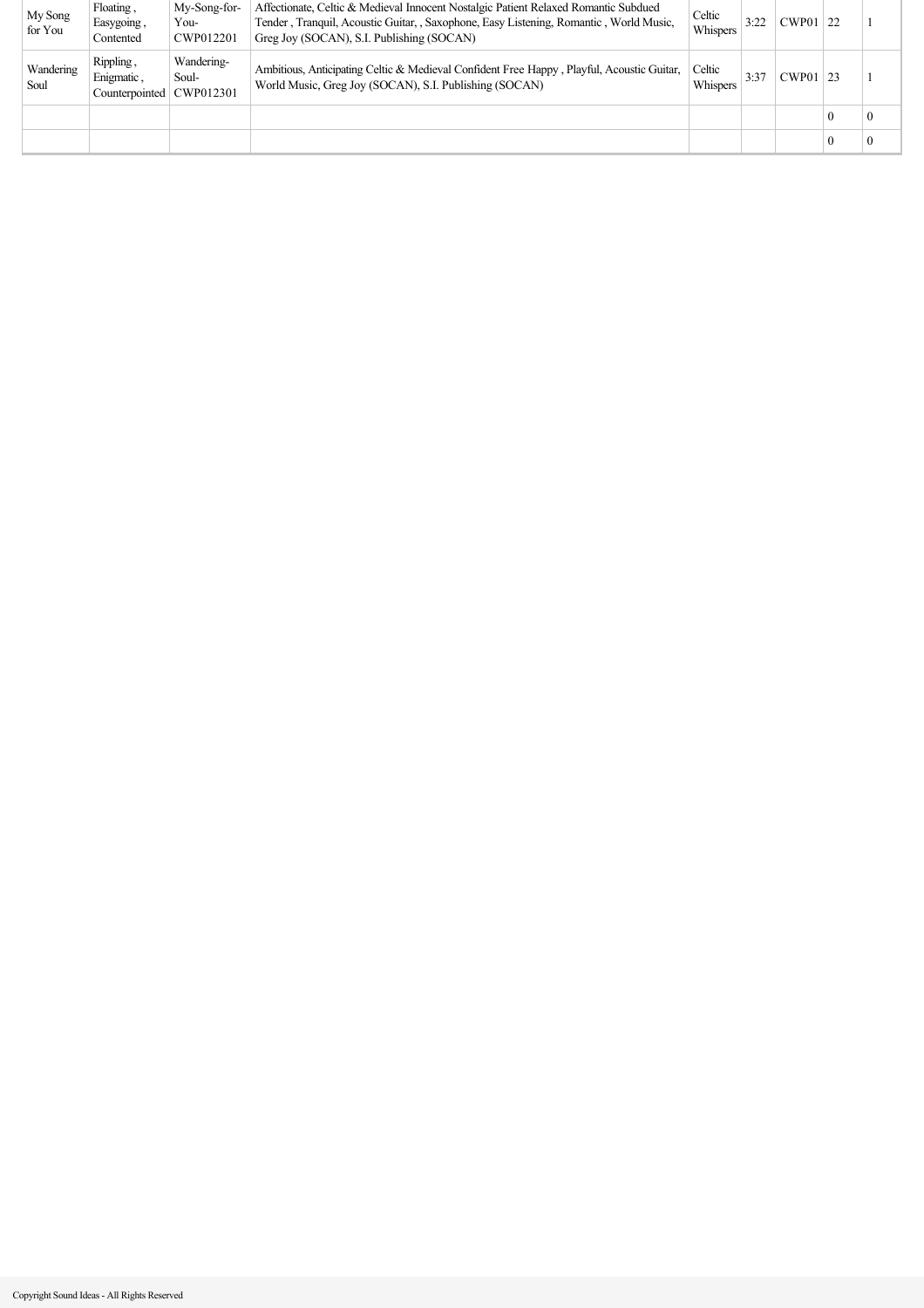| | | | | | | | | |
|---|---|---|---|---|---|---|---|---|
| My Song for You | Floating , Easygoing , Contented | My-Song-for-You-CWP012201 | Affectionate, Celtic & Medieval Innocent Nostalgic Patient Relaxed Romantic Subdued Tender , Tranquil, Acoustic Guitar, , Saxophone, Easy Listening, Romantic , World Music, Greg Joy (SOCAN), S.I. Publishing (SOCAN) | Celtic Whispers | 3:22 | CWP01 | 22 | 1 |
| Wandering Soul | Rippling , Enigmatic , Counterpointed | Wandering-Soul-CWP012301 | Ambitious, Anticipating Celtic & Medieval Confident Free Happy , Playful, Acoustic Guitar, World Music, Greg Joy (SOCAN), S.I. Publishing (SOCAN) | Celtic Whispers | 3:37 | CWP01 | 23 | 1 |
| | | | | | | | 0 | 0 |
| | | | | | | | 0 | 0 |

Copyright Sound Ideas - All Rights Reserved